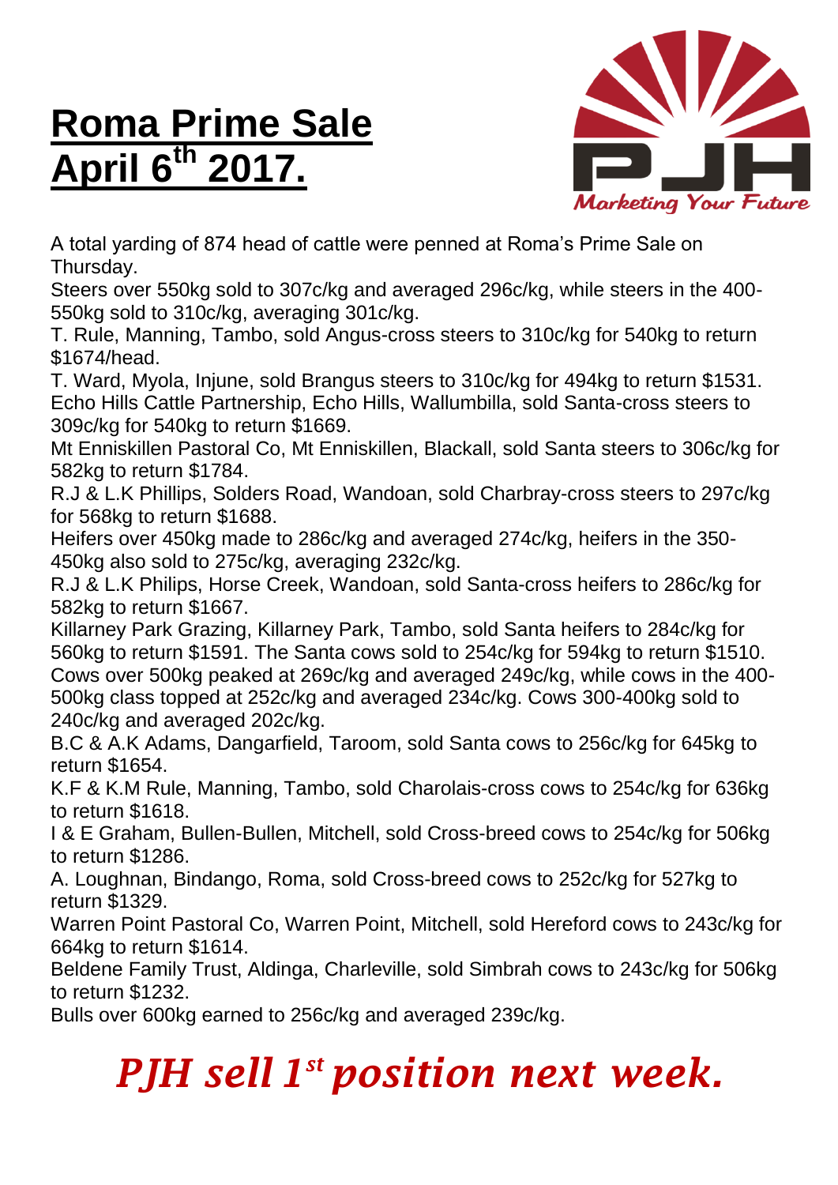# Roma Prime Sale April 6th 2017.

PJH Marketing Your Future

A total yarding of 874 head of cattle were penned at Roma's Prime Sale on Thursday.

Steers over 550kg sold to 307c/kg and averaged 296c/kg, while steers in the 400-550kg sold to 310c/kg, averaging 301c/kg.

T. Rule, Manning, Tambo, sold Angus-cross steers to 310c/kg for 540kg to return $1674/head.

T. Ward, Myola, Injune, sold Brangus steers to 310c/kg for 494kg to return $1531.

Echo Hills Cattle Partnership, Echo Hills, Wallumbilla, sold Santa-cross steers to 309c/kg for 540kg to return $1669.

Mt Enniskillen Pastoral Co, Mt Enniskillen, Blackall, sold Santa steers to 306c/kg for 582kg to return $1784.

R.J & L.K Phillips, Solders Road, Wandoan, sold Charbray-cross steers to 297c/kg for 568kg to return $1688.

Heifers over 450kg made to 286c/kg and averaged 274c/kg, heifers in the 350-450kg also sold to 275c/kg, averaging 232c/kg.

R.J & L.K Philips, Horse Creek, Wandoan, sold Santa-cross heifers to 286c/kg for 582kg to return $1667.

Killarney Park Grazing, Killarney Park, Tambo, sold Santa heifers to 284c/kg for 560kg to return $1591. The Santa cows sold to 254c/kg for 594kg to return $1510.

Cows over 500kg peaked at 269c/kg and averaged 249c/kg, while cows in the 400-500kg class topped at 252c/kg and averaged 234c/kg. Cows 300-400kg sold to 240c/kg and averaged 202c/kg.

B.C & A.K Adams, Dangarfield, Taroom, sold Santa cows to 256c/kg for 645kg to return $1654.

K.F & K.M Rule, Manning, Tambo, sold Charolais-cross cows to 254c/kg for 636kg to return $1618.

I & E Graham, Bullen-Bullen, Mitchell, sold Cross-breed cows to 254c/kg for 506kg to return $1286.

A. Loughnan, Bindango, Roma, sold Cross-breed cows to 252c/kg for 527kg to return $1329.

Warren Point Pastoral Co, Warren Point, Mitchell, sold Hereford cows to 243c/kg for 664kg to return $1614.

Beldene Family Trust, Aldinga, Charleville, sold Simbrah cows to 243c/kg for 506kg to return $1232.

Bulls over 600kg earned to 256c/kg and averaged 239c/kg.

***PJH sell 1st position next week.***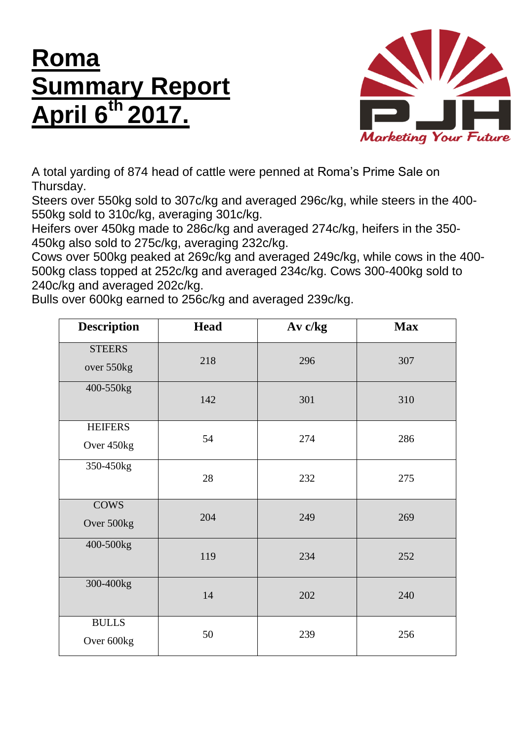# Roma Summary Report April 6th 2017.

Marketing Your Future

A total yarding of 874 head of cattle were penned at Roma's Prime Sale on Thursday.

Steers over 550kg sold to 307c/kg and averaged 296c/kg, while steers in the 400-550kg sold to 310c/kg, averaging 301c/kg.

Heifers over 450kg made to 286c/kg and averaged 274c/kg, heifers in the 350-450kg also sold to 275c/kg, averaging 232c/kg.

Cows over 500kg peaked at 269c/kg and averaged 249c/kg, while cows in the 400-500kg class topped at 252c/kg and averaged 234c/kg. Cows 300-400kg sold to 240c/kg and averaged 202c/kg.

Bulls over 600kg earned to 256c/kg and averaged 239c/kg.

| Description | Head | Av c/kg | Max |
|---|---|---|---|
| STEERS over 550kg | 218 | 296 | 307 |
| 400-550kg | 142 | 301 | 310 |
| HEIFERS Over 450kg | 54 | 274 | 286 |
| 350-450kg | 28 | 232 | 275 |
| COWS Over 500kg | 204 | 249 | 269 |
| 400-500kg | 119 | 234 | 252 |
| 300-400kg | 14 | 202 | 240 |
| BULLS Over 600kg | 50 | 239 | 256 |